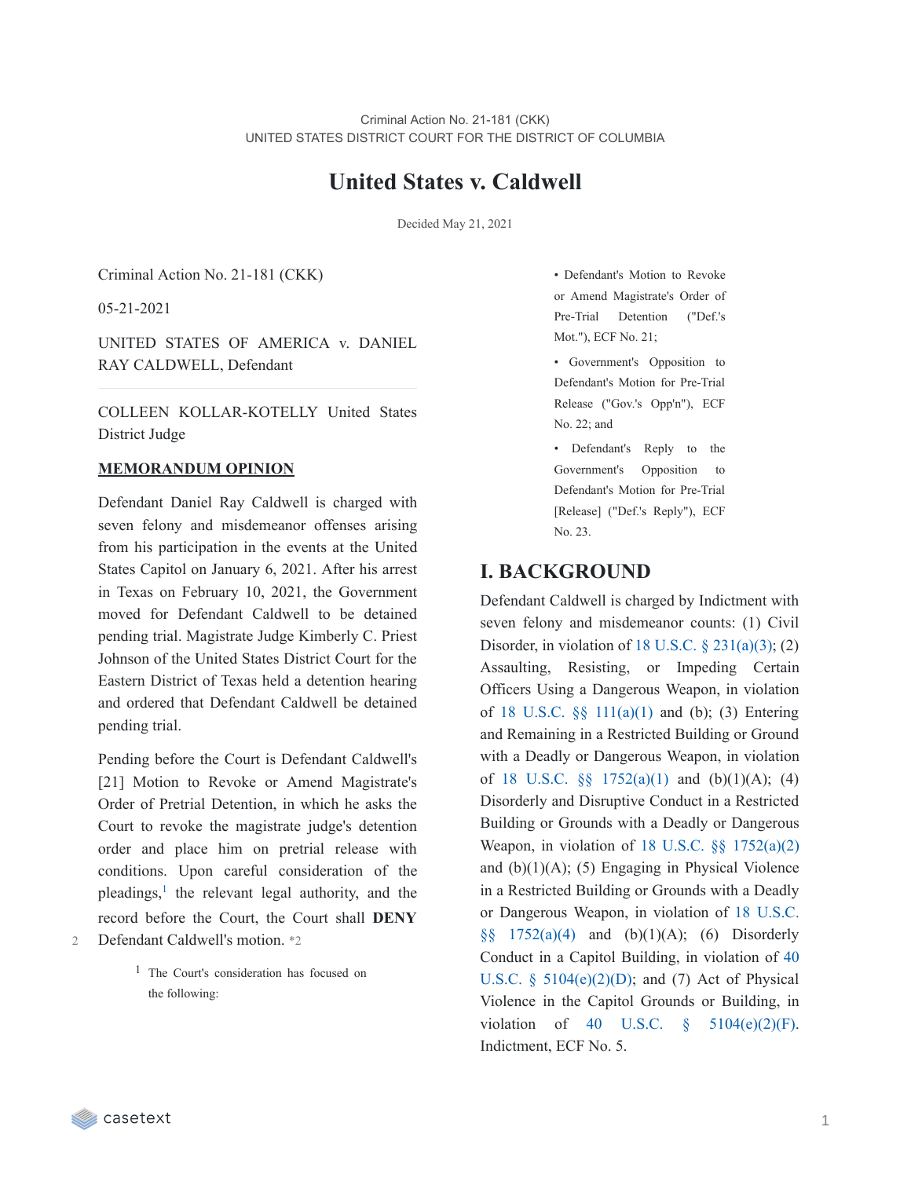Criminal Action No. 21-181 (CKK)
UNITED STATES DISTRICT COURT FOR THE DISTRICT OF COLUMBIA

# United States v. Caldwell

Decided May 21, 2021

Criminal Action No. 21-181 (CKK)

05-21-2021

UNITED STATES OF AMERICA v. DANIEL RAY CALDWELL, Defendant

COLLEEN KOLLAR-KOTELLY United States District Judge

**MEMORANDUM OPINION**

Defendant Daniel Ray Caldwell is charged with seven felony and misdemeanor offenses arising from his participation in the events at the United States Capitol on January 6, 2021. After his arrest in Texas on February 10, 2021, the Government moved for Defendant Caldwell to be detained pending trial. Magistrate Judge Kimberly C. Priest Johnson of the United States District Court for the Eastern District of Texas held a detention hearing and ordered that Defendant Caldwell be detained pending trial.

Pending before the Court is Defendant Caldwell's [21] Motion to Revoke or Amend Magistrate's Order of Pretrial Detention, in which he asks the Court to revoke the magistrate judge's detention order and place him on pretrial release with conditions. Upon careful consideration of the pleadings,[1] the relevant legal authority, and the record before the Court, the Court shall **DENY** Defendant Caldwell's motion. *2

[1] The Court's consideration has focused on the following:

- Defendant's Motion to Revoke or Amend Magistrate's Order of Pre-Trial Detention ("Def.'s Mot."), ECF No. 21;
- Government's Opposition to Defendant's Motion for Pre-Trial Release ("Gov.'s Opp'n"), ECF No. 22; and
- Defendant's Reply to the Government's Opposition to Defendant's Motion for Pre-Trial [Release] ("Def.'s Reply"), ECF No. 23.

## I. BACKGROUND

Defendant Caldwell is charged by Indictment with seven felony and misdemeanor counts: (1) Civil Disorder, in violation of 18 U.S.C. § 231(a)(3); (2) Assaulting, Resisting, or Impeding Certain Officers Using a Dangerous Weapon, in violation of 18 U.S.C. §§ 111(a)(1) and (b); (3) Entering and Remaining in a Restricted Building or Ground with a Deadly or Dangerous Weapon, in violation of 18 U.S.C. §§ 1752(a)(1) and (b)(1)(A); (4) Disorderly and Disruptive Conduct in a Restricted Building or Grounds with a Deadly or Dangerous Weapon, in violation of 18 U.S.C. §§ 1752(a)(2) and (b)(1)(A); (5) Engaging in Physical Violence in a Restricted Building or Grounds with a Deadly or Dangerous Weapon, in violation of 18 U.S.C. §§ 1752(a)(4) and (b)(1)(A); (6) Disorderly Conduct in a Capitol Building, in violation of 40 U.S.C. § 5104(e)(2)(D); and (7) Act of Physical Violence in the Capitol Grounds or Building, in violation of 40 U.S.C. § 5104(e)(2)(F). Indictment, ECF No. 5.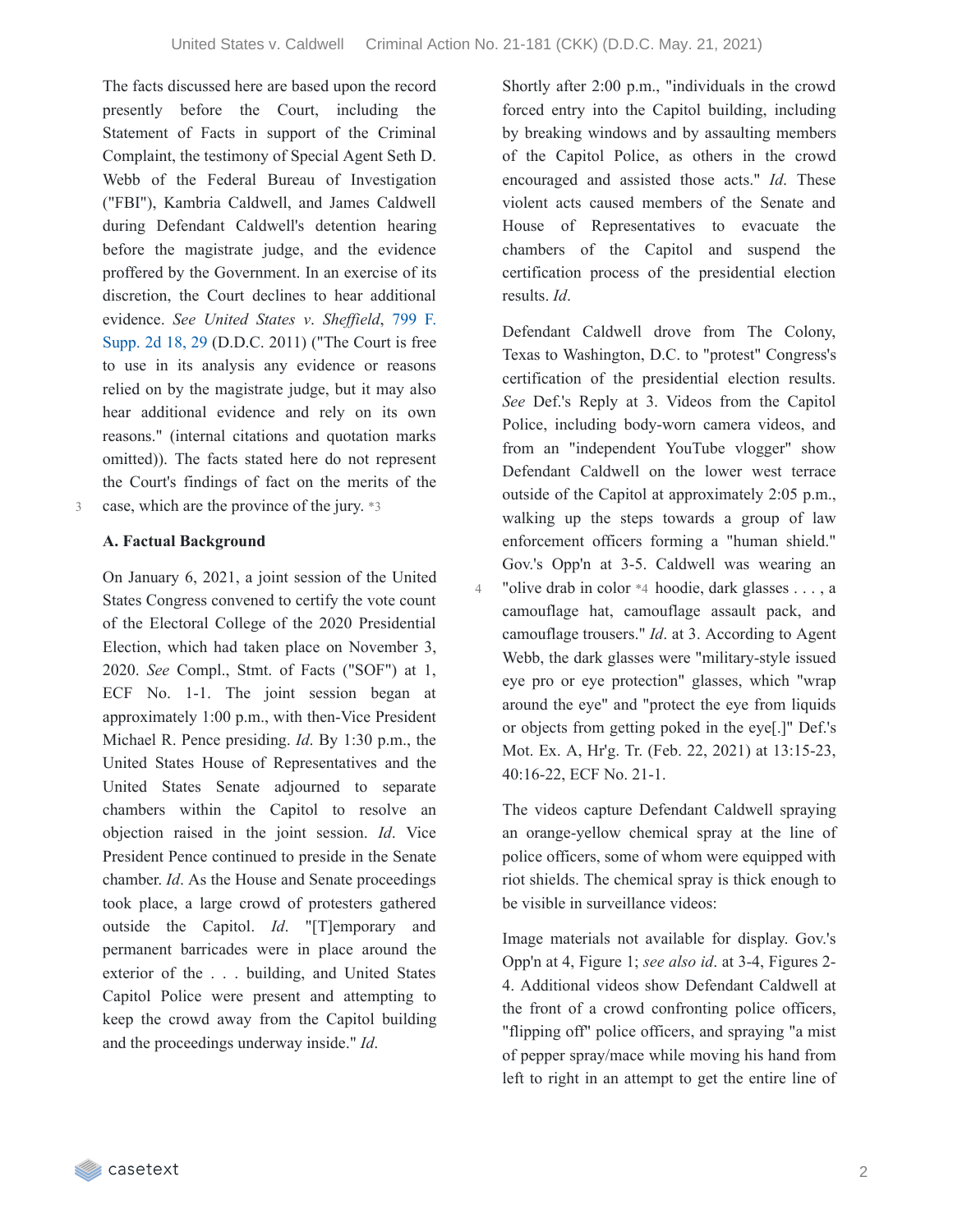The facts discussed here are based upon the record presently before the Court, including the Statement of Facts in support of the Criminal Complaint, the testimony of Special Agent Seth D. Webb of the Federal Bureau of Investigation ("FBI"), Kambria Caldwell, and James Caldwell during Defendant Caldwell's detention hearing before the magistrate judge, and the evidence proffered by the Government. In an exercise of its discretion, the Court declines to hear additional evidence. *See United States v. Sheffield*, 799 F. Supp. 2d 18, 29 (D.D.C. 2011) ("The Court is free to use in its analysis any evidence or reasons relied on by the magistrate judge, but it may also hear additional evidence and rely on its own reasons." (internal citations and quotation marks omitted)). The facts stated here do not represent the Court's findings of fact on the merits of the case, which are the province of the jury. *3

### A. Factual Background

On January 6, 2021, a joint session of the United States Congress convened to certify the vote count of the Electoral College of the 2020 Presidential Election, which had taken place on November 3, 2020. *See* Compl., Stmt. of Facts ("SOF") at 1, ECF No. 1-1. The joint session began at approximately 1:00 p.m., with then-Vice President Michael R. Pence presiding. *Id*. By 1:30 p.m., the United States House of Representatives and the United States Senate adjourned to separate chambers within the Capitol to resolve an objection raised in the joint session. *Id*. Vice President Pence continued to preside in the Senate chamber. *Id*. As the House and Senate proceedings took place, a large crowd of protesters gathered outside the Capitol. *Id*. "[T]emporary and permanent barricades were in place around the exterior of the . . . building, and United States Capitol Police were present and attempting to keep the crowd away from the Capitol building and the proceedings underway inside." *Id*.

Shortly after 2:00 p.m., "individuals in the crowd forced entry into the Capitol building, including by breaking windows and by assaulting members of the Capitol Police, as others in the crowd encouraged and assisted those acts." *Id*. These violent acts caused members of the Senate and House of Representatives to evacuate the chambers of the Capitol and suspend the certification process of the presidential election results. *Id*.

Defendant Caldwell drove from The Colony, Texas to Washington, D.C. to "protest" Congress's certification of the presidential election results. *See* Def.'s Reply at 3. Videos from the Capitol Police, including body-worn camera videos, and from an "independent YouTube vlogger" show Defendant Caldwell on the lower west terrace outside of the Capitol at approximately 2:05 p.m., walking up the steps towards a group of law enforcement officers forming a "human shield." Gov.'s Opp'n at 3-5. Caldwell was wearing an "olive drab in color *4 hoodie, dark glasses . . . , a camouflage hat, camouflage assault pack, and camouflage trousers." *Id*. at 3. According to Agent Webb, the dark glasses were "military-style issued eye pro or eye protection" glasses, which "wrap around the eye" and "protect the eye from liquids or objects from getting poked in the eye[.]" Def.'s Mot. Ex. A, Hr'g. Tr. (Feb. 22, 2021) at 13:15-23, 40:16-22, ECF No. 21-1.

The videos capture Defendant Caldwell spraying an orange-yellow chemical spray at the line of police officers, some of whom were equipped with riot shields. The chemical spray is thick enough to be visible in surveillance videos:

Image materials not available for display. Gov.'s Opp'n at 4, Figure 1; *see also id*. at 3-4, Figures 2-4. Additional videos show Defendant Caldwell at the front of a crowd confronting police officers, "flipping off" police officers, and spraying "a mist of pepper spray/mace while moving his hand from left to right in an attempt to get the entire line of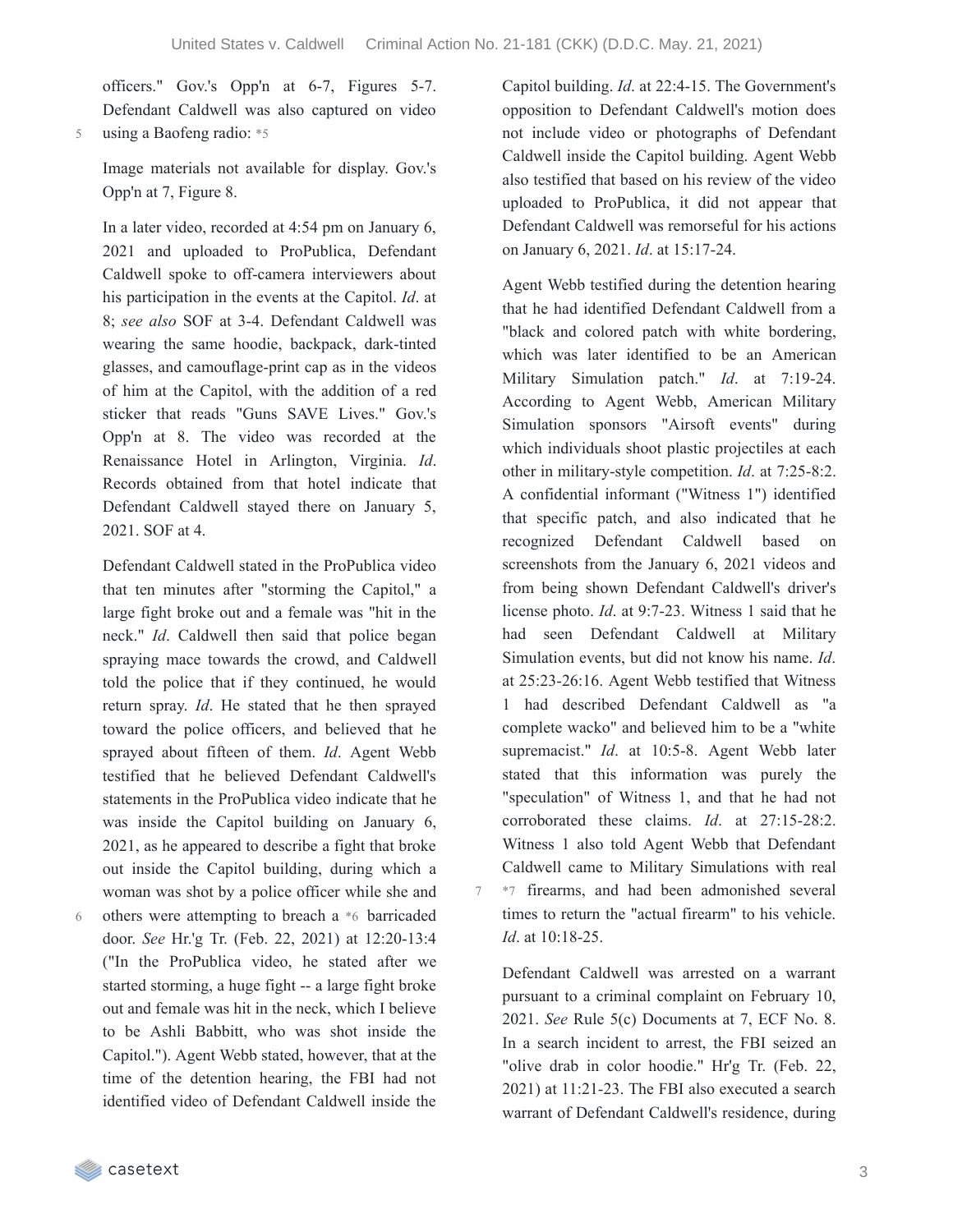officers." Gov.'s Opp'n at 6-7, Figures 5-7. Defendant Caldwell was also captured on video using a Baofeng radio: *5

Image materials not available for display. Gov.'s Opp'n at 7, Figure 8.

In a later video, recorded at 4:54 pm on January 6, 2021 and uploaded to ProPublica, Defendant Caldwell spoke to off-camera interviewers about his participation in the events at the Capitol. *Id*. at 8; *see also* SOF at 3-4. Defendant Caldwell was wearing the same hoodie, backpack, dark-tinted glasses, and camouflage-print cap as in the videos of him at the Capitol, with the addition of a red sticker that reads "Guns SAVE Lives." Gov.'s Opp'n at 8. The video was recorded at the Renaissance Hotel in Arlington, Virginia. *Id*. Records obtained from that hotel indicate that Defendant Caldwell stayed there on January 5, 2021. SOF at 4.

Defendant Caldwell stated in the ProPublica video that ten minutes after "storming the Capitol," a large fight broke out and a female was "hit in the neck." *Id*. Caldwell then said that police began spraying mace towards the crowd, and Caldwell told the police that if they continued, he would return spray. *Id*. He stated that he then sprayed toward the police officers, and believed that he sprayed about fifteen of them. *Id*. Agent Webb testified that he believed Defendant Caldwell's statements in the ProPublica video indicate that he was inside the Capitol building on January 6, 2021, as he appeared to describe a fight that broke out inside the Capitol building, during which a woman was shot by a police officer while she and others were attempting to breach a *6 barricaded door. *See* Hr'g Tr. (Feb. 22, 2021) at 12:20-13:4 ("In the ProPublica video, he stated after we started storming, a huge fight -- a large fight broke out and female was hit in the neck, which I believe to be Ashli Babbitt, who was shot inside the Capitol."). Agent Webb stated, however, that at the time of the detention hearing, the FBI had not identified video of Defendant Caldwell inside the Capitol building. *Id*. at 22:4-15. The Government's opposition to Defendant Caldwell's motion does not include video or photographs of Defendant Caldwell inside the Capitol building. Agent Webb also testified that based on his review of the video uploaded to ProPublica, it did not appear that Defendant Caldwell was remorseful for his actions on January 6, 2021. *Id*. at 15:17-24.

Agent Webb testified during the detention hearing that he had identified Defendant Caldwell from a "black and colored patch with white bordering, which was later identified to be an American Military Simulation patch." *Id*. at 7:19-24. According to Agent Webb, American Military Simulation sponsors "Airsoft events" during which individuals shoot plastic projectiles at each other in military-style competition. *Id*. at 7:25-8:2. A confidential informant ("Witness 1") identified that specific patch, and also indicated that he recognized Defendant Caldwell based on screenshots from the January 6, 2021 videos and from being shown Defendant Caldwell's driver's license photo. *Id*. at 9:7-23. Witness 1 said that he had seen Defendant Caldwell at Military Simulation events, but did not know his name. *Id*. at 25:23-26:16. Agent Webb testified that Witness 1 had described Defendant Caldwell as "a complete wacko" and believed him to be a "white supremacist." *Id*. at 10:5-8. Agent Webb later stated that this information was purely the "speculation" of Witness 1, and that he had not corroborated these claims. *Id*. at 27:15-28:2. Witness 1 also told Agent Webb that Defendant Caldwell came to Military Simulations with real *7 firearms, and had been admonished several times to return the "actual firearm" to his vehicle. *Id*. at 10:18-25.

Defendant Caldwell was arrested on a warrant pursuant to a criminal complaint on February 10, 2021. *See* Rule 5(c) Documents at 7, ECF No. 8. In a search incident to arrest, the FBI seized an "olive drab in color hoodie." Hr'g Tr. (Feb. 22, 2021) at 11:21-23. The FBI also executed a search warrant of Defendant Caldwell's residence, during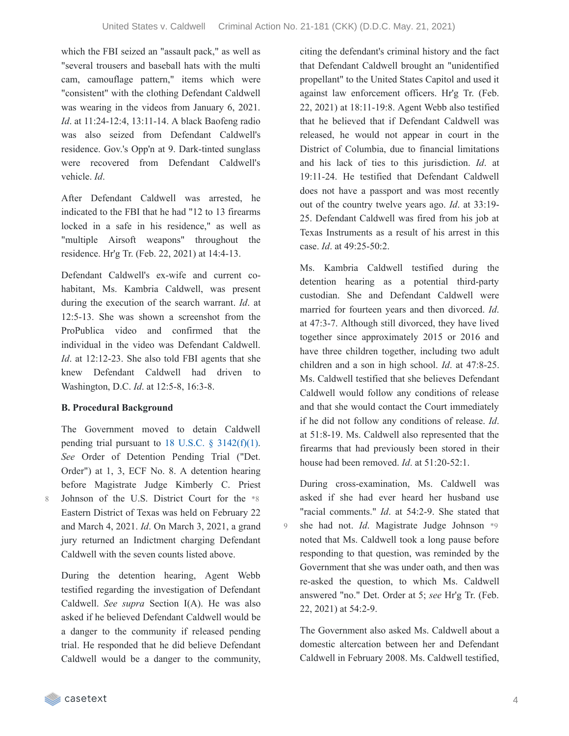which the FBI seized an "assault pack," as well as "several trousers and baseball hats with the multi cam, camouflage pattern," items which were "consistent" with the clothing Defendant Caldwell was wearing in the videos from January 6, 2021. *Id*. at 11:24-12:4, 13:11-14. A black Baofeng radio was also seized from Defendant Caldwell's residence. Gov.'s Opp'n at 9. Dark-tinted sunglass were recovered from Defendant Caldwell's vehicle. *Id*.

After Defendant Caldwell was arrested, he indicated to the FBI that he had "12 to 13 firearms locked in a safe in his residence," as well as "multiple Airsoft weapons" throughout the residence. Hr'g Tr. (Feb. 22, 2021) at 14:4-13.

Defendant Caldwell's ex-wife and current co-habitant, Ms. Kambria Caldwell, was present during the execution of the search warrant. *Id*. at 12:5-13. She was shown a screenshot from the ProPublica video and confirmed that the individual in the video was Defendant Caldwell. *Id*. at 12:12-23. She also told FBI agents that she knew Defendant Caldwell had driven to Washington, D.C. *Id*. at 12:5-8, 16:3-8.

**B. Procedural Background**

The Government moved to detain Caldwell pending trial pursuant to 18 U.S.C. § 3142(f)(1). *See* Order of Detention Pending Trial ("Det. Order") at 1, 3, ECF No. 8. A detention hearing before Magistrate Judge Kimberly C. Priest Johnson of the U.S. District Court for the Eastern District of Texas was held on February 22 and March 4, 2021. *Id*. On March 3, 2021, a grand jury returned an Indictment charging Defendant Caldwell with the seven counts listed above.

During the detention hearing, Agent Webb testified regarding the investigation of Defendant Caldwell. *See supra* Section I(A). He was also asked if he believed Defendant Caldwell would be a danger to the community if released pending trial. He responded that he did believe Defendant Caldwell would be a danger to the community, citing the defendant's criminal history and the fact that Defendant Caldwell brought an "unidentified propellant" to the United States Capitol and used it against law enforcement officers. Hr'g Tr. (Feb. 22, 2021) at 18:11-19:8. Agent Webb also testified that he believed that if Defendant Caldwell was released, he would not appear in court in the District of Columbia, due to financial limitations and his lack of ties to this jurisdiction. *Id*. at 19:11-24. He testified that Defendant Caldwell does not have a passport and was most recently out of the country twelve years ago. *Id*. at 33:19-25. Defendant Caldwell was fired from his job at Texas Instruments as a result of his arrest in this case. *Id*. at 49:25-50:2.

Ms. Kambria Caldwell testified during the detention hearing as a potential third-party custodian. She and Defendant Caldwell were married for fourteen years and then divorced. *Id*. at 47:3-7. Although still divorced, they have lived together since approximately 2015 or 2016 and have three children together, including two adult children and a son in high school. *Id*. at 47:8-25. Ms. Caldwell testified that she believes Defendant Caldwell would follow any conditions of release and that she would contact the Court immediately if he did not follow any conditions of release. *Id*. at 51:8-19. Ms. Caldwell also represented that the firearms that had previously been stored in their house had been removed. *Id*. at 51:20-52:1.

During cross-examination, Ms. Caldwell was asked if she had ever heard her husband use "racial comments." *Id*. at 54:2-9. She stated that she had not. *Id*. Magistrate Judge Johnson noted that Ms. Caldwell took a long pause before responding to that question, was reminded by the Government that she was under oath, and then was re-asked the question, to which Ms. Caldwell answered "no." Det. Order at 5; *see* Hr'g Tr. (Feb. 22, 2021) at 54:2-9.

The Government also asked Ms. Caldwell about a domestic altercation between her and Defendant Caldwell in February 2008. Ms. Caldwell testified,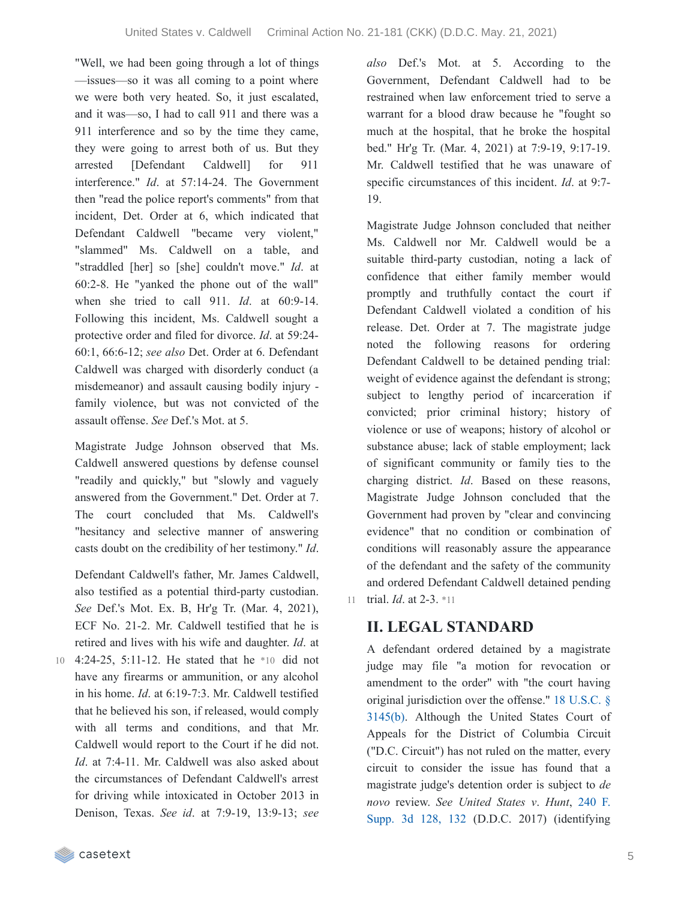"Well, we had been going through a lot of things —issues—so it was all coming to a point where we were both very heated. So, it just escalated, and it was—so, I had to call 911 and there was a 911 interference and so by the time they came, they were going to arrest both of us. But they arrested [Defendant Caldwell] for 911 interference." *Id*. at 57:14-24. The Government then "read the police report's comments" from that incident, Det. Order at 6, which indicated that Defendant Caldwell "became very violent," "slammed" Ms. Caldwell on a table, and "straddled [her] so [she] couldn't move." *Id*. at 60:2-8. He "yanked the phone out of the wall" when she tried to call 911. *Id*. at 60:9-14. Following this incident, Ms. Caldwell sought a protective order and filed for divorce. *Id*. at 59:24-60:1, 66:6-12; *see also* Det. Order at 6. Defendant Caldwell was charged with disorderly conduct (a misdemeanor) and assault causing bodily injury - family violence, but was not convicted of the assault offense. *See* Def.'s Mot. at 5.

Magistrate Judge Johnson observed that Ms. Caldwell answered questions by defense counsel "readily and quickly," but "slowly and vaguely answered from the Government." Det. Order at 7. The court concluded that Ms. Caldwell's "hesitancy and selective manner of answering casts doubt on the credibility of her testimony." *Id*.

Defendant Caldwell's father, Mr. James Caldwell, also testified as a potential third-party custodian. *See* Def.'s Mot. Ex. B, Hr'g Tr. (Mar. 4, 2021), ECF No. 21-2. Mr. Caldwell testified that he is retired and lives with his wife and daughter. *Id*. at 4:24-25, 5:11-12. He stated that he *10 did not have any firearms or ammunition, or any alcohol in his home. *Id*. at 6:19-7:3. Mr. Caldwell testified that he believed his son, if released, would comply with all terms and conditions, and that Mr. Caldwell would report to the Court if he did not. *Id*. at 7:4-11. Mr. Caldwell was also asked about the circumstances of Defendant Caldwell's arrest for driving while intoxicated in October 2013 in Denison, Texas. *See id*. at 7:9-19, 13:9-13; *see also* Def.'s Mot. at 5. According to the Government, Defendant Caldwell had to be restrained when law enforcement tried to serve a warrant for a blood draw because he "fought so much at the hospital, that he broke the hospital bed." Hr'g Tr. (Mar. 4, 2021) at 7:9-19, 9:17-19. Mr. Caldwell testified that he was unaware of specific circumstances of this incident. *Id*. at 9:7-19.

Magistrate Judge Johnson concluded that neither Ms. Caldwell nor Mr. Caldwell would be a suitable third-party custodian, noting a lack of confidence that either family member would promptly and truthfully contact the court if Defendant Caldwell violated a condition of his release. Det. Order at 7. The magistrate judge noted the following reasons for ordering Defendant Caldwell to be detained pending trial: weight of evidence against the defendant is strong; subject to lengthy period of incarceration if convicted; prior criminal history; history of violence or use of weapons; history of alcohol or substance abuse; lack of stable employment; lack of significant community or family ties to the charging district. *Id*. Based on these reasons, Magistrate Judge Johnson concluded that the Government had proven by "clear and convincing evidence" that no condition or combination of conditions will reasonably assure the appearance of the defendant and the safety of the community and ordered Defendant Caldwell detained pending trial. *Id*. at 2-3. *11

## II. LEGAL STANDARD

A defendant ordered detained by a magistrate judge may file "a motion for revocation or amendment to the order" with "the court having original jurisdiction over the offense." 18 U.S.C. § 3145(b). Although the United States Court of Appeals for the District of Columbia Circuit ("D.C. Circuit") has not ruled on the matter, every circuit to consider the issue has found that a magistrate judge's detention order is subject to *de novo* review. *See United States v. Hunt*, 240 F. Supp. 3d 128, 132 (D.D.C. 2017) (identifying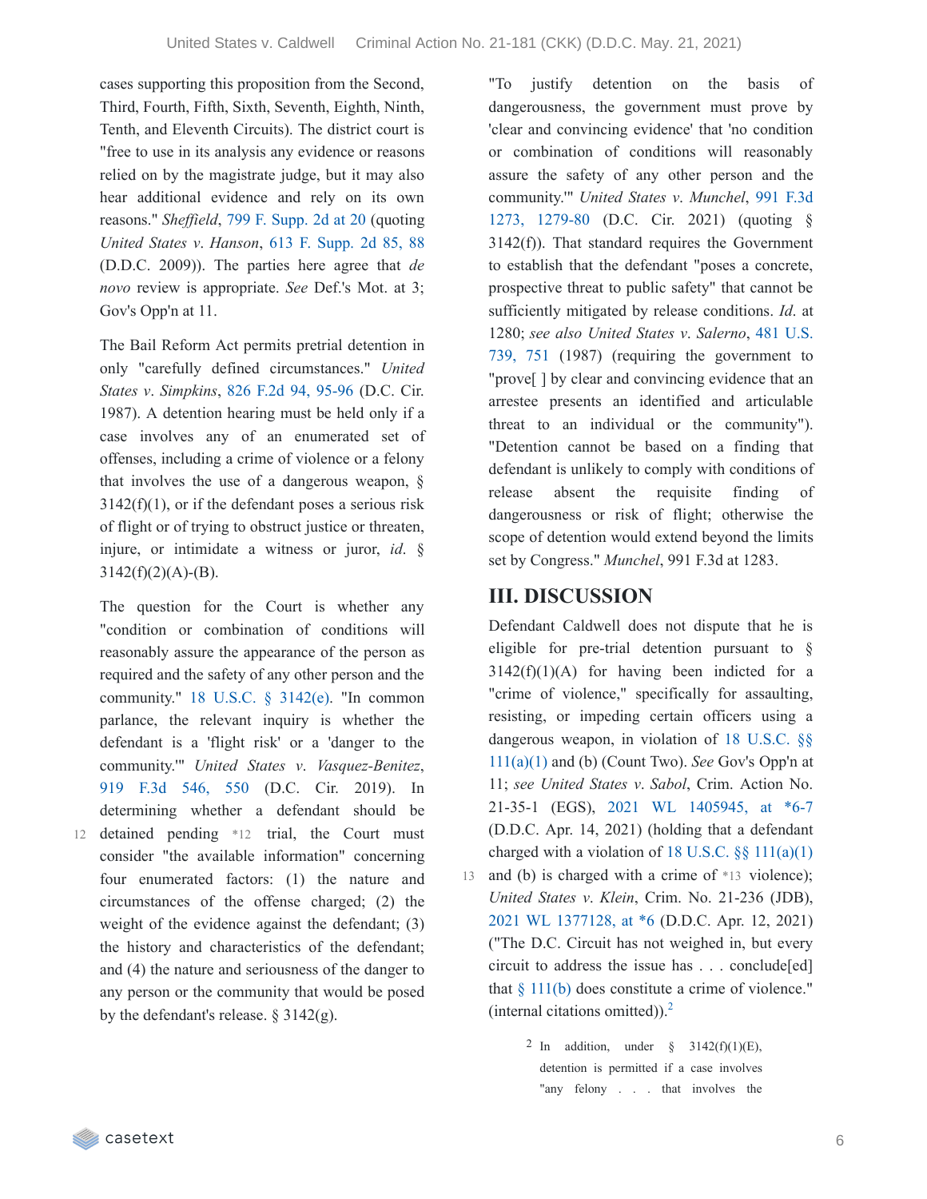cases supporting this proposition from the Second, Third, Fourth, Fifth, Sixth, Seventh, Eighth, Ninth, Tenth, and Eleventh Circuits). The district court is "free to use in its analysis any evidence or reasons relied on by the magistrate judge, but it may also hear additional evidence and rely on its own reasons." *Sheffield*, 799 F. Supp. 2d at 20 (quoting *United States v. Hanson*, 613 F. Supp. 2d 85, 88 (D.D.C. 2009)). The parties here agree that *de novo* review is appropriate. *See* Def.'s Mot. at 3; Gov's Opp'n at 11.

The Bail Reform Act permits pretrial detention in only "carefully defined circumstances." *United States v. Simpkins*, 826 F.2d 94, 95-96 (D.C. Cir. 1987). A detention hearing must be held only if a case involves any of an enumerated set of offenses, including a crime of violence or a felony that involves the use of a dangerous weapon, § 3142(f)(1), or if the defendant poses a serious risk of flight or of trying to obstruct justice or threaten, injure, or intimidate a witness or juror, *id.* § 3142(f)(2)(A)-(B).

The question for the Court is whether any "condition or combination of conditions will reasonably assure the appearance of the person as required and the safety of any other person and the community." 18 U.S.C. § 3142(e). "In common parlance, the relevant inquiry is whether the defendant is a 'flight risk' or a 'danger to the community.'" *United States v. Vasquez-Benitez*, 919 F.3d 546, 550 (D.C. Cir. 2019). In determining whether a defendant should be detained pending *12 trial, the Court must consider "the available information" concerning four enumerated factors: (1) the nature and circumstances of the offense charged; (2) the weight of the evidence against the defendant; (3) the history and characteristics of the defendant; and (4) the nature and seriousness of the danger to any person or the community that would be posed by the defendant's release. § 3142(g).

"To justify detention on the basis of dangerousness, the government must prove by 'clear and convincing evidence' that 'no condition or combination of conditions will reasonably assure the safety of any other person and the community.'" *United States v. Munchel*, 991 F.3d 1273, 1279-80 (D.C. Cir. 2021) (quoting § 3142(f)). That standard requires the Government to establish that the defendant "poses a concrete, prospective threat to public safety" that cannot be sufficiently mitigated by release conditions. *Id.* at 1280; *see also United States v. Salerno*, 481 U.S. 739, 751 (1987) (requiring the government to "prove[ ] by clear and convincing evidence that an arrestee presents an identified and articulable threat to an individual or the community"). "Detention cannot be based on a finding that defendant is unlikely to comply with conditions of release absent the requisite finding of dangerousness or risk of flight; otherwise the scope of detention would extend beyond the limits set by Congress." *Munchel*, 991 F.3d at 1283.

## III. DISCUSSION

Defendant Caldwell does not dispute that he is eligible for pre-trial detention pursuant to § 3142(f)(1)(A) for having been indicted for a "crime of violence," specifically for assaulting, resisting, or impeding certain officers using a dangerous weapon, in violation of 18 U.S.C. §§ 111(a)(1) and (b) (Count Two). *See* Gov's Opp'n at 11; *see United States v. Sabol*, Crim. Action No. 21-35-1 (EGS), 2021 WL 1405945, at *6-7 (D.D.C. Apr. 14, 2021) (holding that a defendant charged with a violation of 18 U.S.C. §§ 111(a)(1) and (b) is charged with a crime of *13 violence); *United States v. Klein*, Crim. No. 21-236 (JDB), 2021 WL 1377128, at *6 (D.D.C. Apr. 12, 2021) ("The D.C. Circuit has not weighed in, but every circuit to address the issue has . . . conclude[ed] that § 111(b) does constitute a crime of violence." (internal citations omitted)).[2]

[2] In addition, under § 3142(f)(1)(E), detention is permitted if a case involves "any felony . . . that involves the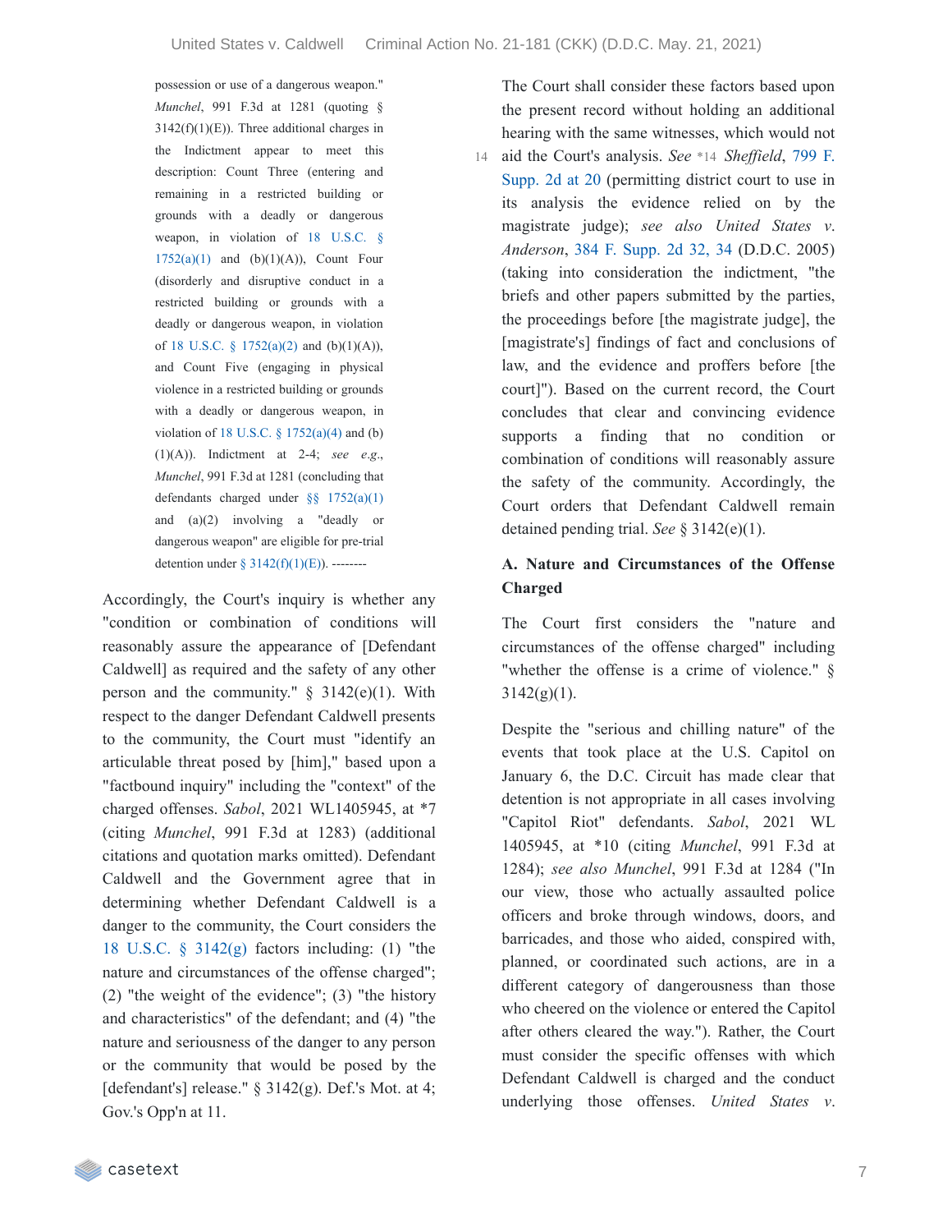possession or use of a dangerous weapon." *Munchel*, 991 F.3d at 1281 (quoting § 3142(f)(1)(E)). Three additional charges in the Indictment appear to meet this description: Count Three (entering and remaining in a restricted building or grounds with a deadly or dangerous weapon, in violation of 18 U.S.C. § 1752(a)(1) and (b)(1)(A)), Count Four (disorderly and disruptive conduct in a restricted building or grounds with a deadly or dangerous weapon, in violation of 18 U.S.C. § 1752(a)(2) and (b)(1)(A)), and Count Five (engaging in physical violence in a restricted building or grounds with a deadly or dangerous weapon, in violation of 18 U.S.C. § 1752(a)(4) and (b)(1)(A)). Indictment at 2-4; *see e.g.*, *Munchel*, 991 F.3d at 1281 (concluding that defendants charged under §§ 1752(a)(1) and (a)(2) involving a "deadly or dangerous weapon" are eligible for pre-trial detention under § 3142(f)(1)(E)). --------

Accordingly, the Court's inquiry is whether any "condition or combination of conditions will reasonably assure the appearance of [Defendant Caldwell] as required and the safety of any other person and the community." § 3142(e)(1). With respect to the danger Defendant Caldwell presents to the community, the Court must "identify an articulable threat posed by [him]," based upon a "factbound inquiry" including the "context" of the charged offenses. *Sabol*, 2021 WL1405945, at *7 (citing *Munchel*, 991 F.3d at 1283) (additional citations and quotation marks omitted). Defendant Caldwell and the Government agree that in determining whether Defendant Caldwell is a danger to the community, the Court considers the 18 U.S.C. § 3142(g) factors including: (1) "the nature and circumstances of the offense charged"; (2) "the weight of the evidence"; (3) "the history and characteristics" of the defendant; and (4) "the nature and seriousness of the danger to any person or the community that would be posed by the [defendant's] release." § 3142(g). Def.'s Mot. at 4; Gov.'s Opp'n at 11.

The Court shall consider these factors based upon the present record without holding an additional hearing with the same witnesses, which would not aid the Court's analysis. *See* *14 *Sheffield*, 799 F. Supp. 2d at 20 (permitting district court to use in its analysis the evidence relied on by the magistrate judge); *see also United States v. Anderson*, 384 F. Supp. 2d 32, 34 (D.D.C. 2005) (taking into consideration the indictment, "the briefs and other papers submitted by the parties, the proceedings before [the magistrate judge], the [magistrate's] findings of fact and conclusions of law, and the evidence and proffers before [the court]"). Based on the current record, the Court concludes that clear and convincing evidence supports a finding that no condition or combination of conditions will reasonably assure the safety of the community. Accordingly, the Court orders that Defendant Caldwell remain detained pending trial. *See* § 3142(e)(1).

### A. Nature and Circumstances of the Offense Charged

The Court first considers the "nature and circumstances of the offense charged" including "whether the offense is a crime of violence." § 3142(g)(1).

Despite the "serious and chilling nature" of the events that took place at the U.S. Capitol on January 6, the D.C. Circuit has made clear that detention is not appropriate in all cases involving "Capitol Riot" defendants. *Sabol*, 2021 WL 1405945, at *10 (citing *Munchel*, 991 F.3d at 1284); *see also Munchel*, 991 F.3d at 1284 ("In our view, those who actually assaulted police officers and broke through windows, doors, and barricades, and those who aided, conspired with, planned, or coordinated such actions, are in a different category of dangerousness than those who cheered on the violence or entered the Capitol after others cleared the way."). Rather, the Court must consider the specific offenses with which Defendant Caldwell is charged and the conduct underlying those offenses. *United States v.*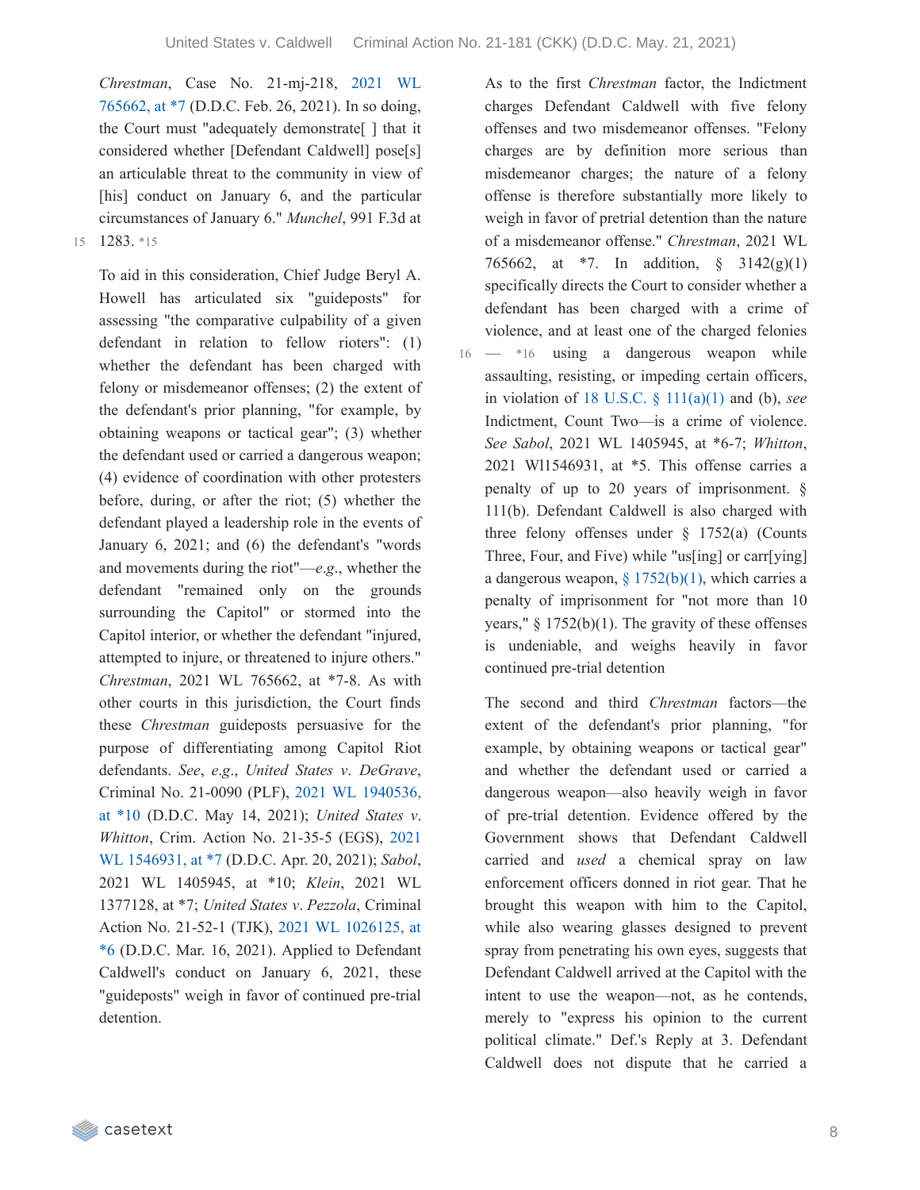*Chrestman*, Case No. 21-mj-218, 2021 WL 765662, at *7 (D.D.C. Feb. 26, 2021). In so doing, the Court must "adequately demonstrate[ ] that it considered whether [Defendant Caldwell] pose[s] an articulable threat to the community in view of [his] conduct on January 6, and the particular circumstances of January 6." *Munchel*, 991 F.3d at 1283. *15

To aid in this consideration, Chief Judge Beryl A. Howell has articulated six "guideposts" for assessing "the comparative culpability of a given defendant in relation to fellow rioters": (1) whether the defendant has been charged with felony or misdemeanor offenses; (2) the extent of the defendant's prior planning, "for example, by obtaining weapons or tactical gear"; (3) whether the defendant used or carried a dangerous weapon; (4) evidence of coordination with other protesters before, during, or after the riot; (5) whether the defendant played a leadership role in the events of January 6, 2021; and (6) the defendant's "words and movements during the riot"—*e.g*., whether the defendant "remained only on the grounds surrounding the Capitol" or stormed into the Capitol interior, or whether the defendant "injured, attempted to injure, or threatened to injure others." *Chrestman*, 2021 WL 765662, at *7-8. As with other courts in this jurisdiction, the Court finds these *Chrestman* guideposts persuasive for the purpose of differentiating among Capitol Riot defendants. *See*, *e.g*., *United States v. DeGrave*, Criminal No. 21-0090 (PLF), 2021 WL 1940536, at *10 (D.D.C. May 14, 2021); *United States v. Whitton*, Crim. Action No. 21-35-5 (EGS), 2021 WL 1546931, at *7 (D.D.C. Apr. 20, 2021); *Sabol*, 2021 WL 1405945, at *10; *Klein*, 2021 WL 1377128, at *7; *United States v. Pezzola*, Criminal Action No. 21-52-1 (TJK), 2021 WL 1026125, at *6 (D.D.C. Mar. 16, 2021). Applied to Defendant Caldwell's conduct on January 6, 2021, these "guideposts" weigh in favor of continued pre-trial detention.

As to the first *Chrestman* factor, the Indictment charges Defendant Caldwell with five felony offenses and two misdemeanor offenses. "Felony charges are by definition more serious than misdemeanor charges; the nature of a felony offense is therefore substantially more likely to weigh in favor of pretrial detention than the nature of a misdemeanor offense." *Chrestman*, 2021 WL 765662, at *7. In addition, § 3142(g)(1) specifically directs the Court to consider whether a defendant has been charged with a crime of violence, and at least one of the charged felonies — *16 using a dangerous weapon while assaulting, resisting, or impeding certain officers, in violation of 18 U.S.C. § 111(a)(1) and (b), *see* Indictment, Count Two—is a crime of violence. *See Sabol*, 2021 WL 1405945, at *6-7; *Whitton*, 2021 Wl1546931, at *5. This offense carries a penalty of up to 20 years of imprisonment. § 111(b). Defendant Caldwell is also charged with three felony offenses under § 1752(a) (Counts Three, Four, and Five) while "us[ing] or carr[ying] a dangerous weapon, § 1752(b)(1), which carries a penalty of imprisonment for "not more than 10 years," § 1752(b)(1). The gravity of these offenses is undeniable, and weighs heavily in favor continued pre-trial detention

The second and third *Chrestman* factors—the extent of the defendant's prior planning, "for example, by obtaining weapons or tactical gear" and whether the defendant used or carried a dangerous weapon—also heavily weigh in favor of pre-trial detention. Evidence offered by the Government shows that Defendant Caldwell carried and *used* a chemical spray on law enforcement officers donned in riot gear. That he brought this weapon with him to the Capitol, while also wearing glasses designed to prevent spray from penetrating his own eyes, suggests that Defendant Caldwell arrived at the Capitol with the intent to use the weapon—not, as he contends, merely to "express his opinion to the current political climate." Def.'s Reply at 3. Defendant Caldwell does not dispute that he carried a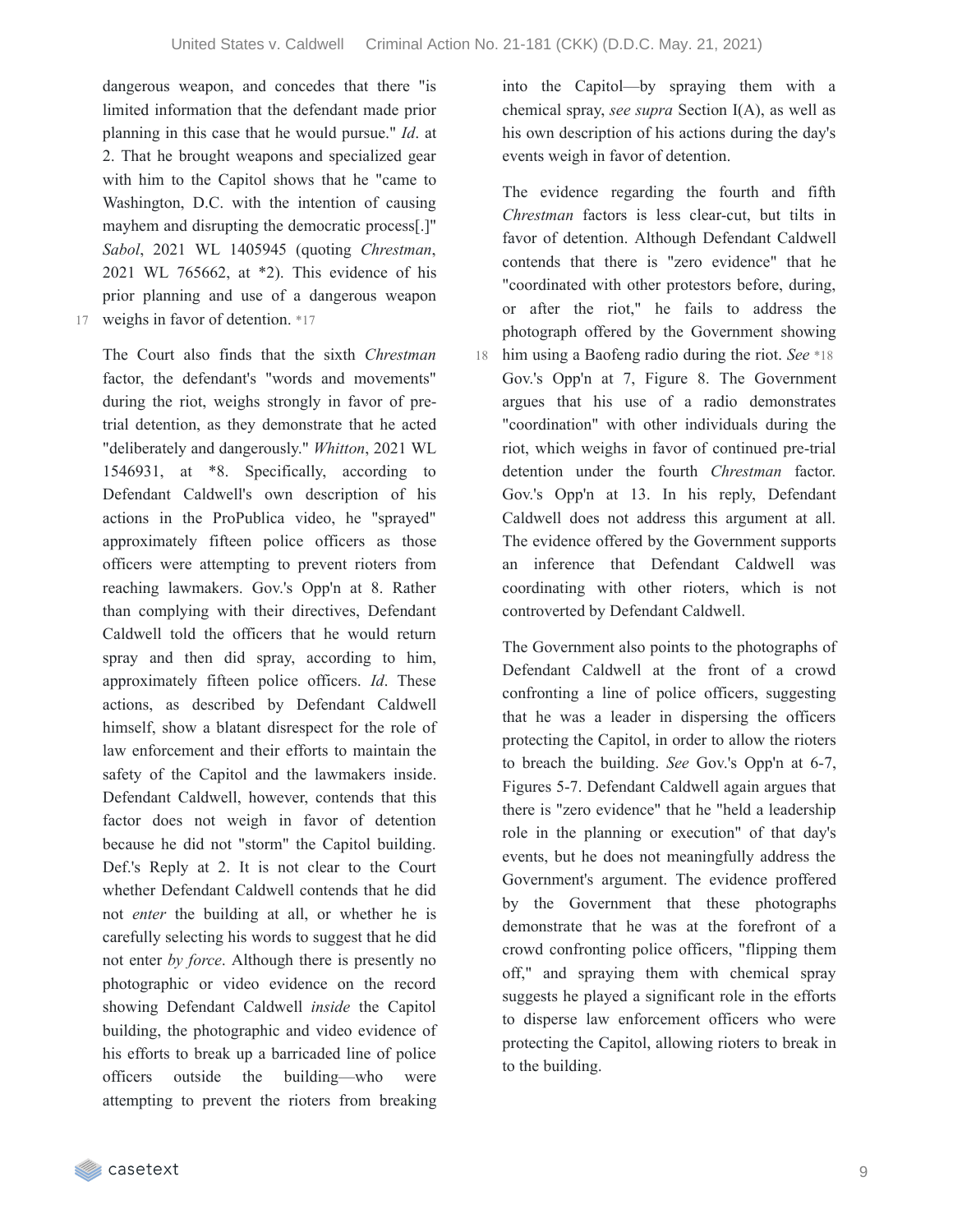dangerous weapon, and concedes that there "is limited information that the defendant made prior planning in this case that he would pursue." *Id*. at 2. That he brought weapons and specialized gear with him to the Capitol shows that he "came to Washington, D.C. with the intention of causing mayhem and disrupting the democratic process[.]" *Sabol*, 2021 WL 1405945 (quoting *Chrestman*, 2021 WL 765662, at *2). This evidence of his prior planning and use of a dangerous weapon weighs in favor of detention. *17

The Court also finds that the sixth *Chrestman* factor, the defendant's "words and movements" during the riot, weighs strongly in favor of pre-trial detention, as they demonstrate that he acted "deliberately and dangerously." *Whitton*, 2021 WL 1546931, at *8. Specifically, according to Defendant Caldwell's own description of his actions in the ProPublica video, he "sprayed" approximately fifteen police officers as those officers were attempting to prevent rioters from reaching lawmakers. Gov.'s Opp'n at 8. Rather than complying with their directives, Defendant Caldwell told the officers that he would return spray and then did spray, according to him, approximately fifteen police officers. *Id*. These actions, as described by Defendant Caldwell himself, show a blatant disrespect for the role of law enforcement and their efforts to maintain the safety of the Capitol and the lawmakers inside. Defendant Caldwell, however, contends that this factor does not weigh in favor of detention because he did not "storm" the Capitol building. Def.'s Reply at 2. It is not clear to the Court whether Defendant Caldwell contends that he did not *enter* the building at all, or whether he is carefully selecting his words to suggest that he did not enter *by force*. Although there is presently no photographic or video evidence on the record showing Defendant Caldwell *inside* the Capitol building, the photographic and video evidence of his efforts to break up a barricaded line of police officers outside the building—who were attempting to prevent the rioters from breaking into the Capitol—by spraying them with a chemical spray, *see supra* Section I(A), as well as his own description of his actions during the day's events weigh in favor of detention.

The evidence regarding the fourth and fifth *Chrestman* factors is less clear-cut, but tilts in favor of detention. Although Defendant Caldwell contends that there is "zero evidence" that he "coordinated with other protestors before, during, or after the riot," he fails to address the photograph offered by the Government showing him using a Baofeng radio during the riot. *See* *18 Gov.'s Opp'n at 7, Figure 8. The Government argues that his use of a radio demonstrates "coordination" with other individuals during the riot, which weighs in favor of continued pre-trial detention under the fourth *Chrestman* factor. Gov.'s Opp'n at 13. In his reply, Defendant Caldwell does not address this argument at all. The evidence offered by the Government supports an inference that Defendant Caldwell was coordinating with other rioters, which is not controverted by Defendant Caldwell.

The Government also points to the photographs of Defendant Caldwell at the front of a crowd confronting a line of police officers, suggesting that he was a leader in dispersing the officers protecting the Capitol, in order to allow the rioters to breach the building. *See* Gov.'s Opp'n at 6-7, Figures 5-7. Defendant Caldwell again argues that there is "zero evidence" that he "held a leadership role in the planning or execution" of that day's events, but he does not meaningfully address the Government's argument. The evidence proffered by the Government that these photographs demonstrate that he was at the forefront of a crowd confronting police officers, "flipping them off," and spraying them with chemical spray suggests he played a significant role in the efforts to disperse law enforcement officers who were protecting the Capitol, allowing rioters to break in to the building.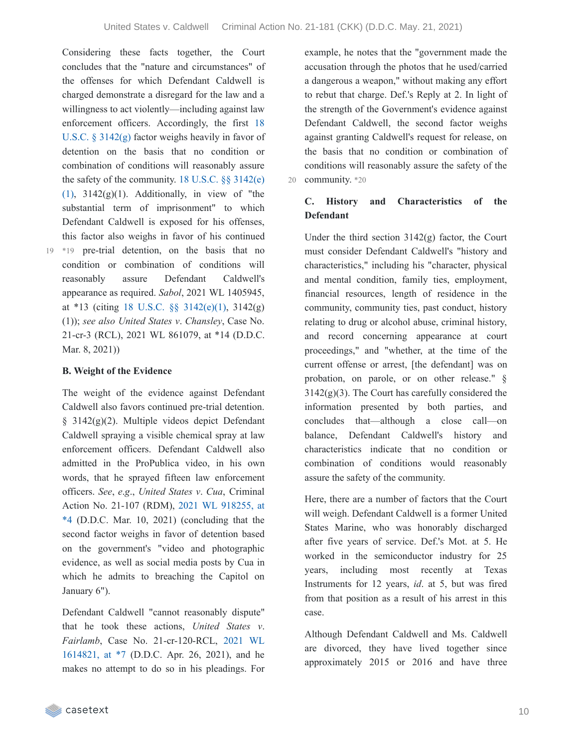Considering these facts together, the Court concludes that the "nature and circumstances" of the offenses for which Defendant Caldwell is charged demonstrate a disregard for the law and a willingness to act violently—including against law enforcement officers. Accordingly, the first 18 U.S.C. § 3142(g) factor weighs heavily in favor of detention on the basis that no condition or combination of conditions will reasonably assure the safety of the community. 18 U.S.C. §§ 3142(e)(1), 3142(g)(1). Additionally, in view of "the substantial term of imprisonment" to which Defendant Caldwell is exposed for his offenses, this factor also weighs in favor of his continued *19 pre-trial detention, on the basis that no condition or combination of conditions will reasonably assure Defendant Caldwell's appearance as required. *Sabol*, 2021 WL 1405945, at *13 (citing 18 U.S.C. §§ 3142(e)(1), 3142(g)(1)); *see also United States v. Chansley*, Case No. 21-cr-3 (RCL), 2021 WL 861079, at *14 (D.D.C. Mar. 8, 2021))

### B. Weight of the Evidence

The weight of the evidence against Defendant Caldwell also favors continued pre-trial detention. § 3142(g)(2). Multiple videos depict Defendant Caldwell spraying a visible chemical spray at law enforcement officers. Defendant Caldwell also admitted in the ProPublica video, in his own words, that he sprayed fifteen law enforcement officers. *See*, *e.g.*, *United States v. Cua*, Criminal Action No. 21-107 (RDM), 2021 WL 918255, at *4 (D.D.C. Mar. 10, 2021) (concluding that the second factor weighs in favor of detention based on the government's "video and photographic evidence, as well as social media posts by Cua in which he admits to breaching the Capitol on January 6").

Defendant Caldwell "cannot reasonably dispute" that he took these actions, *United States v. Fairlamb*, Case No. 21-cr-120-RCL, 2021 WL 1614821, at *7 (D.D.C. Apr. 26, 2021), and he makes no attempt to do so in his pleadings. For example, he notes that the "government made the accusation through the photos that he used/carried a dangerous a weapon," without making any effort to rebut that charge. Def.'s Reply at 2. In light of the strength of the Government's evidence against Defendant Caldwell, the second factor weighs against granting Caldwell's request for release, on the basis that no condition or combination of conditions will reasonably assure the safety of the community. *20

### C. History and Characteristics of the Defendant

Under the third section 3142(g) factor, the Court must consider Defendant Caldwell's "history and characteristics," including his "character, physical and mental condition, family ties, employment, financial resources, length of residence in the community, community ties, past conduct, history relating to drug or alcohol abuse, criminal history, and record concerning appearance at court proceedings," and "whether, at the time of the current offense or arrest, [the defendant] was on probation, on parole, or on other release." § 3142(g)(3). The Court has carefully considered the information presented by both parties, and concludes that—although a close call—on balance, Defendant Caldwell's history and characteristics indicate that no condition or combination of conditions would reasonably assure the safety of the community.

Here, there are a number of factors that the Court will weigh. Defendant Caldwell is a former United States Marine, who was honorably discharged after five years of service. Def.'s Mot. at 5. He worked in the semiconductor industry for 25 years, including most recently at Texas Instruments for 12 years, *id*. at 5, but was fired from that position as a result of his arrest in this case.

Although Defendant Caldwell and Ms. Caldwell are divorced, they have lived together since approximately 2015 or 2016 and have three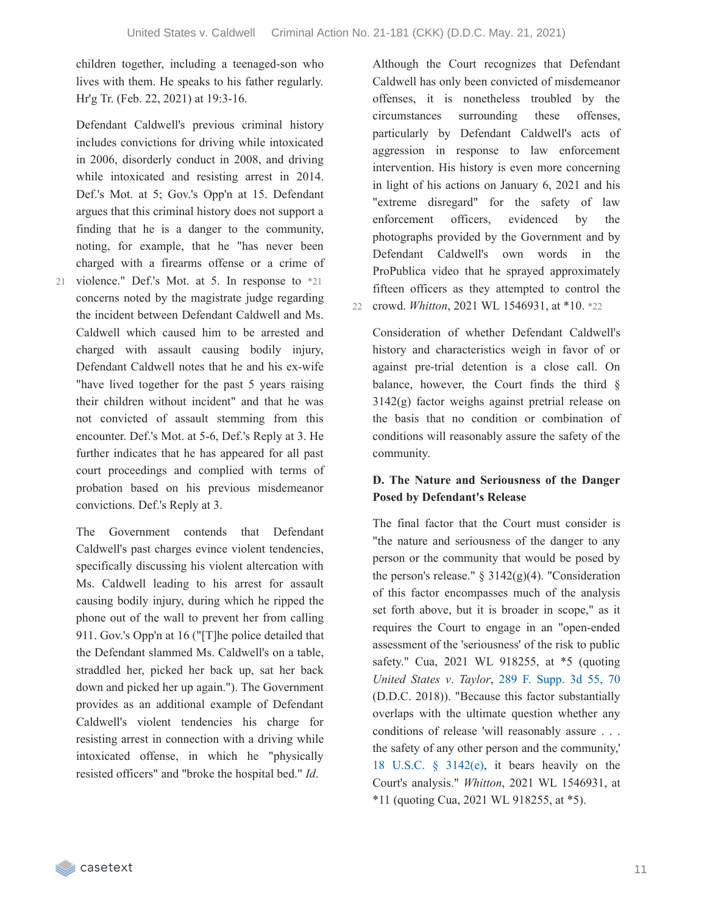children together, including a teenaged-son who lives with them. He speaks to his father regularly. Hr'g Tr. (Feb. 22, 2021) at 19:3-16.

Defendant Caldwell's previous criminal history includes convictions for driving while intoxicated in 2006, disorderly conduct in 2008, and driving while intoxicated and resisting arrest in 2014. Def.'s Mot. at 5; Gov.'s Opp'n at 15. Defendant argues that this criminal history does not support a finding that he is a danger to the community, noting, for example, that he "has never been charged with a firearms offense or a crime of violence." Def.'s Mot. at 5. In response to *21 concerns noted by the magistrate judge regarding the incident between Defendant Caldwell and Ms. Caldwell which caused him to be arrested and charged with assault causing bodily injury, Defendant Caldwell notes that he and his ex-wife "have lived together for the past 5 years raising their children without incident" and that he was not convicted of assault stemming from this encounter. Def.'s Mot. at 5-6, Def.'s Reply at 3. He further indicates that he has appeared for all past court proceedings and complied with terms of probation based on his previous misdemeanor convictions. Def.'s Reply at 3.

The Government contends that Defendant Caldwell's past charges evince violent tendencies, specifically discussing his violent altercation with Ms. Caldwell leading to his arrest for assault causing bodily injury, during which he ripped the phone out of the wall to prevent her from calling 911. Gov.'s Opp'n at 16 ("[T]he police detailed that the Defendant slammed Ms. Caldwell's on a table, straddled her, picked her back up, sat her back down and picked her up again."). The Government provides as an additional example of Defendant Caldwell's violent tendencies his charge for resisting arrest in connection with a driving while intoxicated offense, in which he "physically resisted officers" and "broke the hospital bed." *Id*.

Although the Court recognizes that Defendant Caldwell has only been convicted of misdemeanor offenses, it is nonetheless troubled by the circumstances surrounding these offenses, particularly by Defendant Caldwell's acts of aggression in response to law enforcement intervention. His history is even more concerning in light of his actions on January 6, 2021 and his "extreme disregard" for the safety of law enforcement officers, evidenced by the photographs provided by the Government and by Defendant Caldwell's own words in the ProPublica video that he sprayed approximately fifteen officers as they attempted to control the crowd. *Whitton*, 2021 WL 1546931, at *10. *22

Consideration of whether Defendant Caldwell's history and characteristics weigh in favor of or against pre-trial detention is a close call. On balance, however, the Court finds the third § 3142(g) factor weighs against pretrial release on the basis that no condition or combination of conditions will reasonably assure the safety of the community.

**D. The Nature and Seriousness of the Danger Posed by Defendant's Release**

The final factor that the Court must consider is "the nature and seriousness of the danger to any person or the community that would be posed by the person's release." § 3142(g)(4). "Consideration of this factor encompasses much of the analysis set forth above, but it is broader in scope," as it requires the Court to engage in an "open-ended assessment of the 'seriousness' of the risk to public safety." Cua, 2021 WL 918255, at *5 (quoting *United States v. Taylor*, 289 F. Supp. 3d 55, 70 (D.D.C. 2018)). "Because this factor substantially overlaps with the ultimate question whether any conditions of release 'will reasonably assure . . . the safety of any other person and the community,' 18 U.S.C. § 3142(e), it bears heavily on the Court's analysis." *Whitton*, 2021 WL 1546931, at *11 (quoting Cua, 2021 WL 918255, at *5).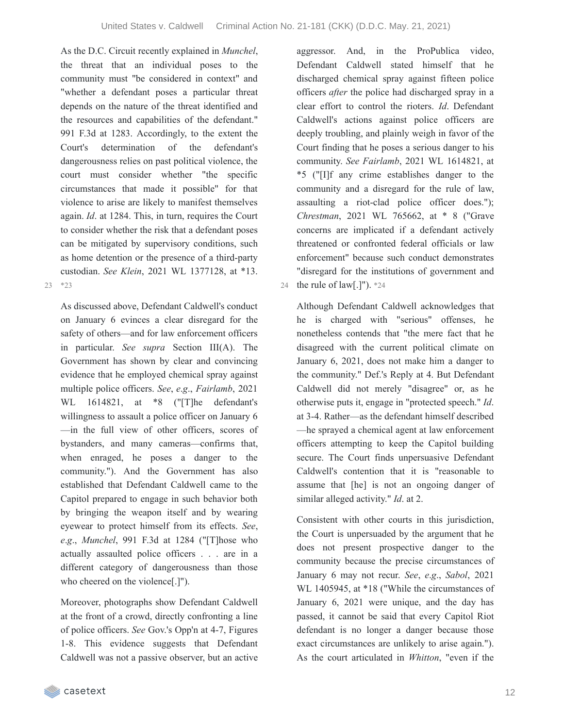As the D.C. Circuit recently explained in *Munchel*, the threat that an individual poses to the community must "be considered in context" and "whether a defendant poses a particular threat depends on the nature of the threat identified and the resources and capabilities of the defendant." 991 F.3d at 1283. Accordingly, to the extent the Court's determination of the defendant's dangerousness relies on past political violence, the court must consider whether "the specific circumstances that made it possible" for that violence to arise are likely to manifest themselves again. *Id*. at 1284. This, in turn, requires the Court to consider whether the risk that a defendant poses can be mitigated by supervisory conditions, such as home detention or the presence of a third-party custodian. *See Klein*, 2021 WL 1377128, at *13. *23

As discussed above, Defendant Caldwell's conduct on January 6 evinces a clear disregard for the safety of others—and for law enforcement officers in particular. *See supra* Section III(A). The Government has shown by clear and convincing evidence that he employed chemical spray against multiple police officers. *See*, *e.g*., *Fairlamb*, 2021 WL 1614821, at *8 ("[T]he defendant's willingness to assault a police officer on January 6—in the full view of other officers, scores of bystanders, and many cameras—confirms that, when enraged, he poses a danger to the community."). And the Government has also established that Defendant Caldwell came to the Capitol prepared to engage in such behavior both by bringing the weapon itself and by wearing eyewear to protect himself from its effects. *See*, *e.g*., *Munchel*, 991 F.3d at 1284 ("[T]hose who actually assaulted police officers . . . are in a different category of dangerousness than those who cheered on the violence[.]").

Moreover, photographs show Defendant Caldwell at the front of a crowd, directly confronting a line of police officers. *See* Gov.'s Opp'n at 4-7, Figures 1-8. This evidence suggests that Defendant Caldwell was not a passive observer, but an active aggressor. And, in the ProPublica video, Defendant Caldwell stated himself that he discharged chemical spray against fifteen police officers *after* the police had discharged spray in a clear effort to control the rioters. *Id*. Defendant Caldwell's actions against police officers are deeply troubling, and plainly weigh in favor of the Court finding that he poses a serious danger to his community. *See Fairlamb*, 2021 WL 1614821, at *5 ("[I]f any crime establishes danger to the community and a disregard for the rule of law, assaulting a riot-clad police officer does."); *Chrestman*, 2021 WL 765662, at * 8 ("Grave concerns are implicated if a defendant actively threatened or confronted federal officials or law enforcement" because such conduct demonstrates "disregard for the institutions of government and the rule of law[.]"). *24

Although Defendant Caldwell acknowledges that he is charged with "serious" offenses, he nonetheless contends that "the mere fact that he disagreed with the current political climate on January 6, 2021, does not make him a danger to the community." Def.'s Reply at 4. But Defendant Caldwell did not merely "disagree" or, as he otherwise puts it, engage in "protected speech." *Id*. at 3-4. Rather—as the defendant himself described—he sprayed a chemical agent at law enforcement officers attempting to keep the Capitol building secure. The Court finds unpersuasive Defendant Caldwell's contention that it is "reasonable to assume that [he] is not an ongoing danger of similar alleged activity." *Id*. at 2.

Consistent with other courts in this jurisdiction, the Court is unpersuaded by the argument that he does not present prospective danger to the community because the precise circumstances of January 6 may not recur. *See*, *e.g*., *Sabol*, 2021 WL 1405945, at *18 ("While the circumstances of January 6, 2021 were unique, and the day has passed, it cannot be said that every Capitol Riot defendant is no longer a danger because those exact circumstances are unlikely to arise again."). As the court articulated in *Whitton*, "even if the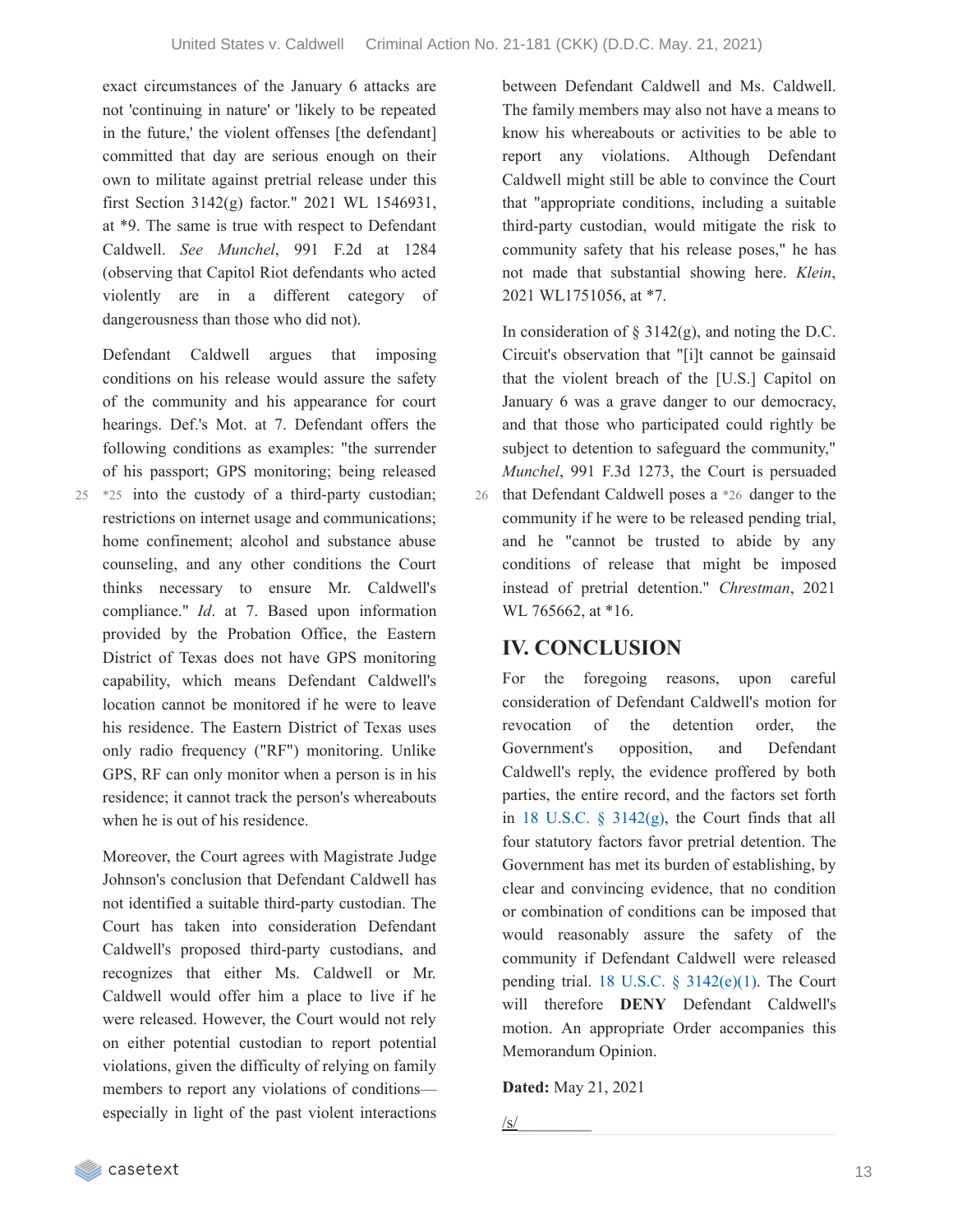exact circumstances of the January 6 attacks are not 'continuing in nature' or 'likely to be repeated in the future,' the violent offenses [the defendant] committed that day are serious enough on their own to militate against pretrial release under this first Section 3142(g) factor." 2021 WL 1546931, at *9. The same is true with respect to Defendant Caldwell. *See Munchel*, 991 F.2d at 1284 (observing that Capitol Riot defendants who acted violently are in a different category of dangerousness than those who did not).

Defendant Caldwell argues that imposing conditions on his release would assure the safety of the community and his appearance for court hearings. Def.'s Mot. at 7. Defendant offers the following conditions as examples: "the surrender of his passport; GPS monitoring; being released *25 into the custody of a third-party custodian; restrictions on internet usage and communications; home confinement; alcohol and substance abuse counseling, and any other conditions the Court thinks necessary to ensure Mr. Caldwell's compliance." *Id*. at 7. Based upon information provided by the Probation Office, the Eastern District of Texas does not have GPS monitoring capability, which means Defendant Caldwell's location cannot be monitored if he were to leave his residence. The Eastern District of Texas uses only radio frequency ("RF") monitoring. Unlike GPS, RF can only monitor when a person is in his residence; it cannot track the person's whereabouts when he is out of his residence.

Moreover, the Court agrees with Magistrate Judge Johnson's conclusion that Defendant Caldwell has not identified a suitable third-party custodian. The Court has taken into consideration Defendant Caldwell's proposed third-party custodians, and recognizes that either Ms. Caldwell or Mr. Caldwell would offer him a place to live if he were released. However, the Court would not rely on either potential custodian to report potential violations, given the difficulty of relying on family members to report any violations of conditions—especially in light of the past violent interactions between Defendant Caldwell and Ms. Caldwell. The family members may also not have a means to know his whereabouts or activities to be able to report any violations. Although Defendant Caldwell might still be able to convince the Court that "appropriate conditions, including a suitable third-party custodian, would mitigate the risk to community safety that his release poses," he has not made that substantial showing here. *Klein*, 2021 WL1751056, at *7.

In consideration of § 3142(g), and noting the D.C. Circuit's observation that "[i]t cannot be gainsaid that the violent breach of the [U.S.] Capitol on January 6 was a grave danger to our democracy, and that those who participated could rightly be subject to detention to safeguard the community," *Munchel*, 991 F.3d 1273, the Court is persuaded that Defendant Caldwell poses a *26 danger to the community if he were to be released pending trial, and he "cannot be trusted to abide by any conditions of release that might be imposed instead of pretrial detention." *Chrestman*, 2021 WL 765662, at *16.

## IV. CONCLUSION

For the foregoing reasons, upon careful consideration of Defendant Caldwell's motion for revocation of the detention order, the Government's opposition, and Defendant Caldwell's reply, the evidence proffered by both parties, the entire record, and the factors set forth in 18 U.S.C. § 3142(g), the Court finds that all four statutory factors favor pretrial detention. The Government has met its burden of establishing, by clear and convincing evidence, that no condition or combination of conditions can be imposed that would reasonably assure the safety of the community if Defendant Caldwell were released pending trial. 18 U.S.C. § 3142(e)(1). The Court will therefore **DENY** Defendant Caldwell's motion. An appropriate Order accompanies this Memorandum Opinion.

**Dated:** May 21, 2021

/s/_________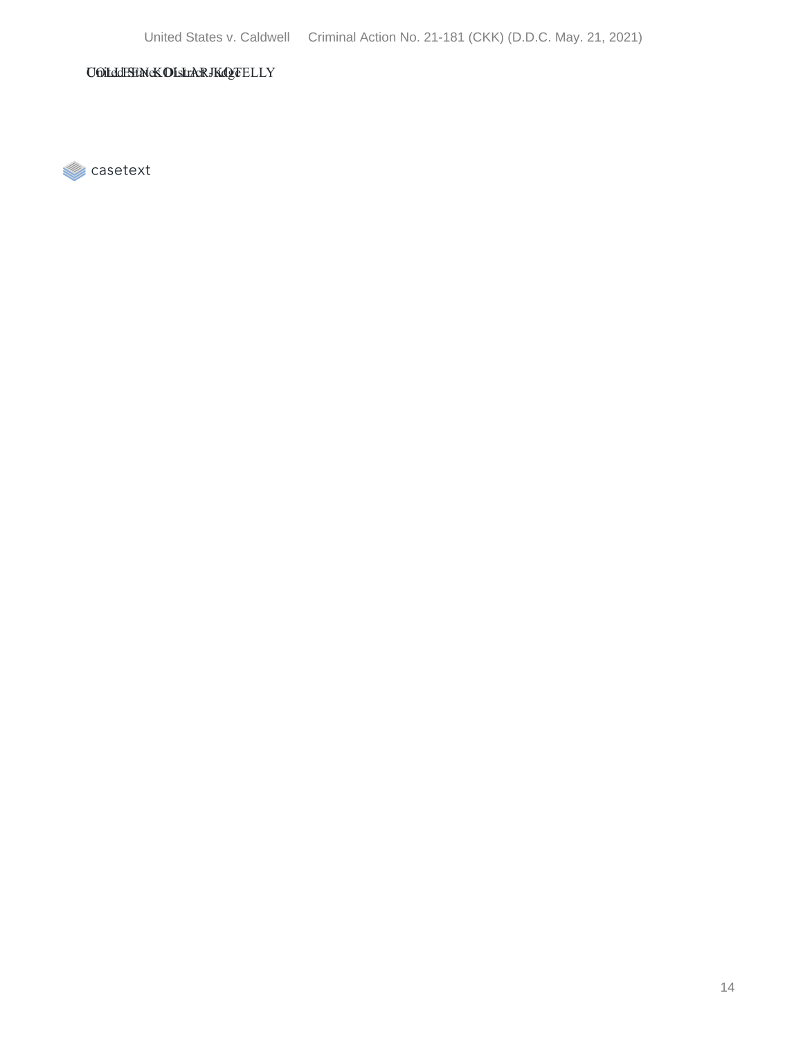COLLEEN KOLLAR-KOTELLY

United States District Judge